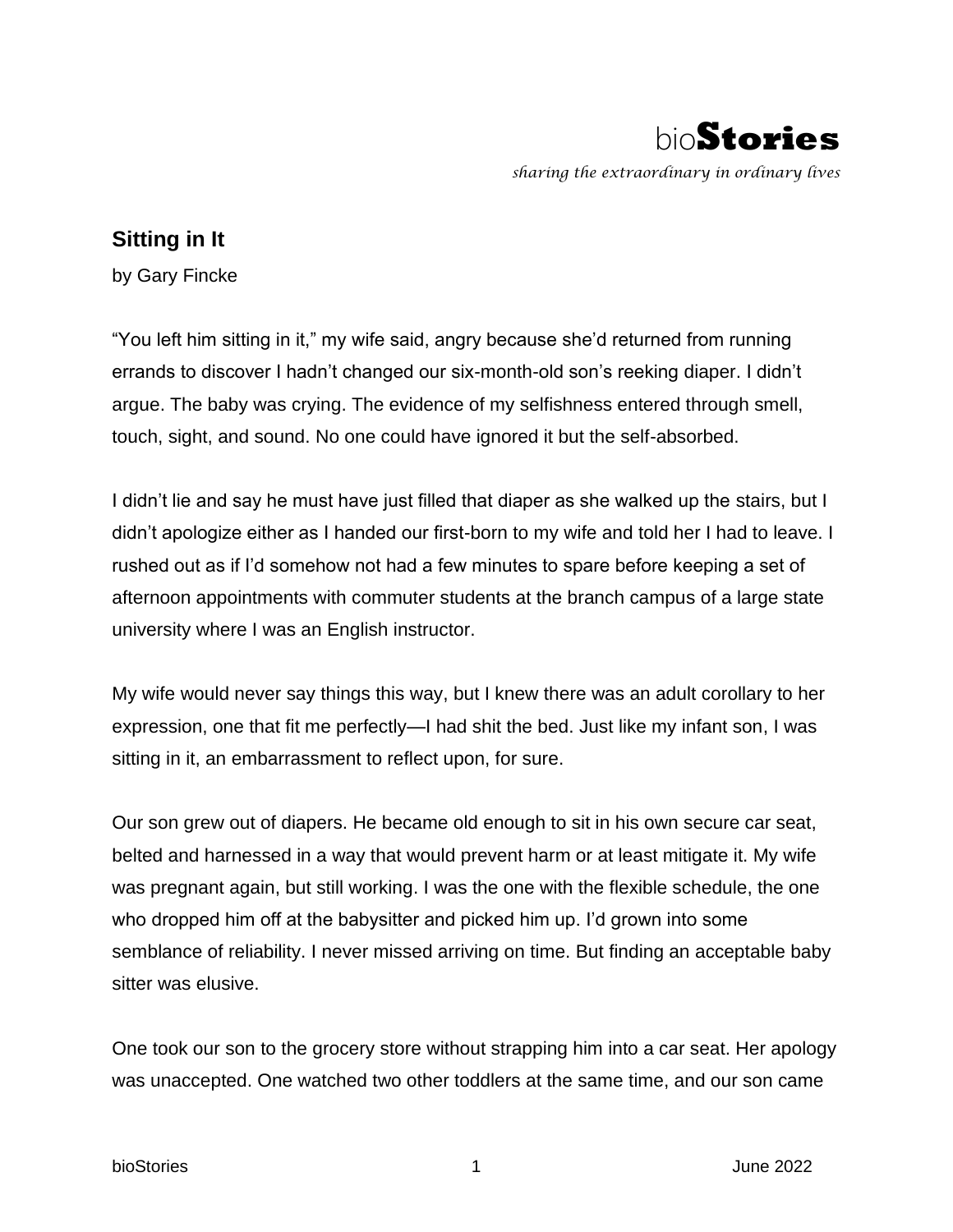bio**Stories**

*sharing the extraordinary in ordinary lives*

## Sitting in It

by Gary Fincke

"You left him sitting in it," my wife said, angry because she'd returned from running errands to discover I hadn't changed our six-month-old son's reeking diaper. I didn't argue. The baby was crying. The evidence of my selfishness entered through smell, touch, sight, and sound. No one could have ignored it but the self-absorbed.

I didn't lie and say he must have just filled that diaper as she walked up the stairs, but I didn't apologize either as I handed our first-born to my wife and told her I had to leave. I rushed out as if I'd somehow not had a few minutes to spare before keeping a set of afternoon appointments with commuter students at the branch campus of a large state university where I was an English instructor.

My wife would never say things this way, but I knew there was an adult corollary to her expression, one that fit me perfectly—I had shit the bed. Just like my infant son, I was sitting in it, an embarrassment to reflect upon, for sure.

Our son grew out of diapers. He became old enough to sit in his own secure car seat, belted and harnessed in a way that would prevent harm or at least mitigate it. My wife was pregnant again, but still working. I was the one with the flexible schedule, the one who dropped him off at the babysitter and picked him up. I'd grown into some semblance of reliability. I never missed arriving on time. But finding an acceptable baby sitter was elusive.

One took our son to the grocery store without strapping him into a car seat. Her apology was unaccepted. One watched two other toddlers at the same time, and our son came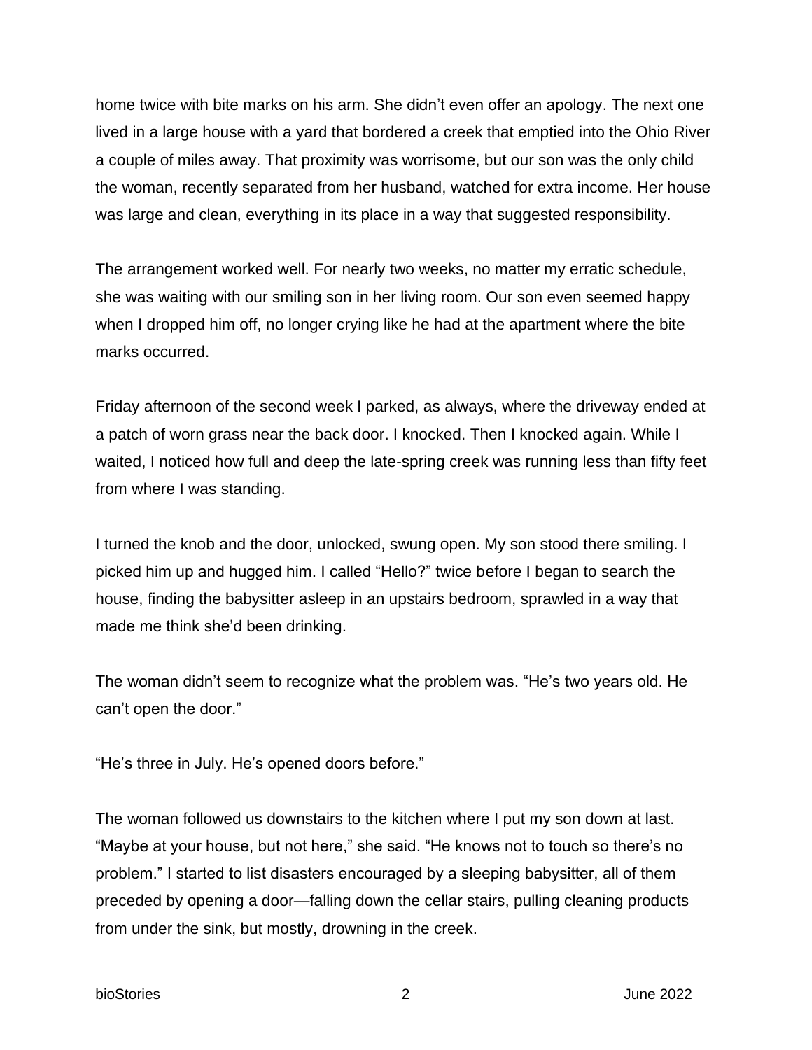home twice with bite marks on his arm. She didn't even offer an apology. The next one lived in a large house with a yard that bordered a creek that emptied into the Ohio River a couple of miles away. That proximity was worrisome, but our son was the only child the woman, recently separated from her husband, watched for extra income. Her house was large and clean, everything in its place in a way that suggested responsibility.

The arrangement worked well. For nearly two weeks, no matter my erratic schedule, she was waiting with our smiling son in her living room. Our son even seemed happy when I dropped him off, no longer crying like he had at the apartment where the bite marks occurred.

Friday afternoon of the second week I parked, as always, where the driveway ended at a patch of worn grass near the back door. I knocked. Then I knocked again. While I waited, I noticed how full and deep the late-spring creek was running less than fifty feet from where I was standing.

I turned the knob and the door, unlocked, swung open. My son stood there smiling. I picked him up and hugged him. I called "Hello?" twice before I began to search the house, finding the babysitter asleep in an upstairs bedroom, sprawled in a way that made me think she'd been drinking.

The woman didn't seem to recognize what the problem was. "He's two years old. He can't open the door."

"He's three in July. He's opened doors before."

The woman followed us downstairs to the kitchen where I put my son down at last. "Maybe at your house, but not here," she said. "He knows not to touch so there's no problem." I started to list disasters encouraged by a sleeping babysitter, all of them preceded by opening a door—falling down the cellar stairs, pulling cleaning products from under the sink, but mostly, drowning in the creek.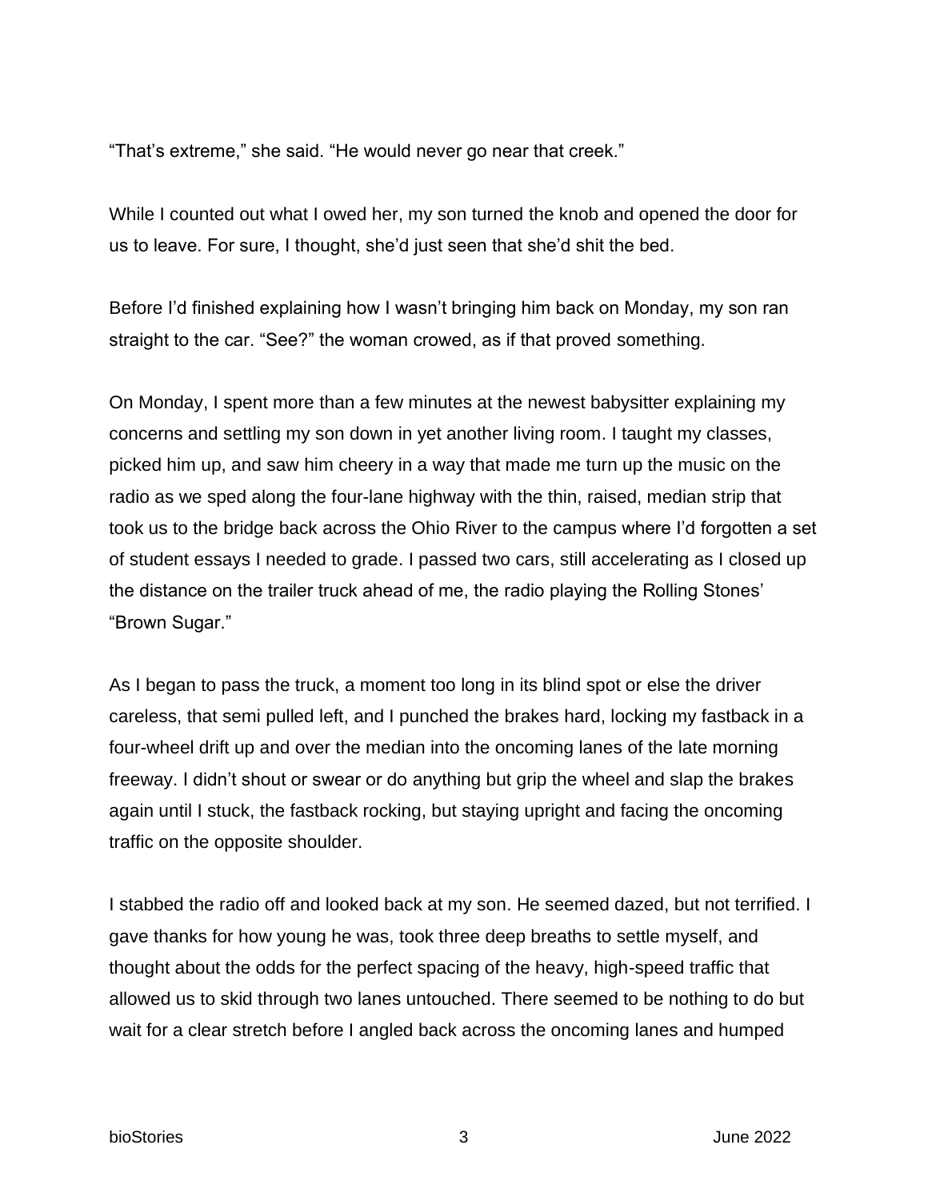“That’s extreme,” she said. “He would never go near that creek.”

While I counted out what I owed her, my son turned the knob and opened the door for us to leave. For sure, I thought, she’d just seen that she’d shit the bed.

Before I’d finished explaining how I wasn’t bringing him back on Monday, my son ran straight to the car. “See?” the woman crowed, as if that proved something.

On Monday, I spent more than a few minutes at the newest babysitter explaining my concerns and settling my son down in yet another living room. I taught my classes, picked him up, and saw him cheery in a way that made me turn up the music on the radio as we sped along the four-lane highway with the thin, raised, median strip that took us to the bridge back across the Ohio River to the campus where I’d forgotten a set of student essays I needed to grade. I passed two cars, still accelerating as I closed up the distance on the trailer truck ahead of me, the radio playing the Rolling Stones’ “Brown Sugar.”

As I began to pass the truck, a moment too long in its blind spot or else the driver careless, that semi pulled left, and I punched the brakes hard, locking my fastback in a four-wheel drift up and over the median into the oncoming lanes of the late morning freeway. I didn’t shout or swear or do anything but grip the wheel and slap the brakes again until I stuck, the fastback rocking, but staying upright and facing the oncoming traffic on the opposite shoulder.

I stabbed the radio off and looked back at my son. He seemed dazed, but not terrified. I gave thanks for how young he was, took three deep breaths to settle myself, and thought about the odds for the perfect spacing of the heavy, high-speed traffic that allowed us to skid through two lanes untouched. There seemed to be nothing to do but wait for a clear stretch before I angled back across the oncoming lanes and humped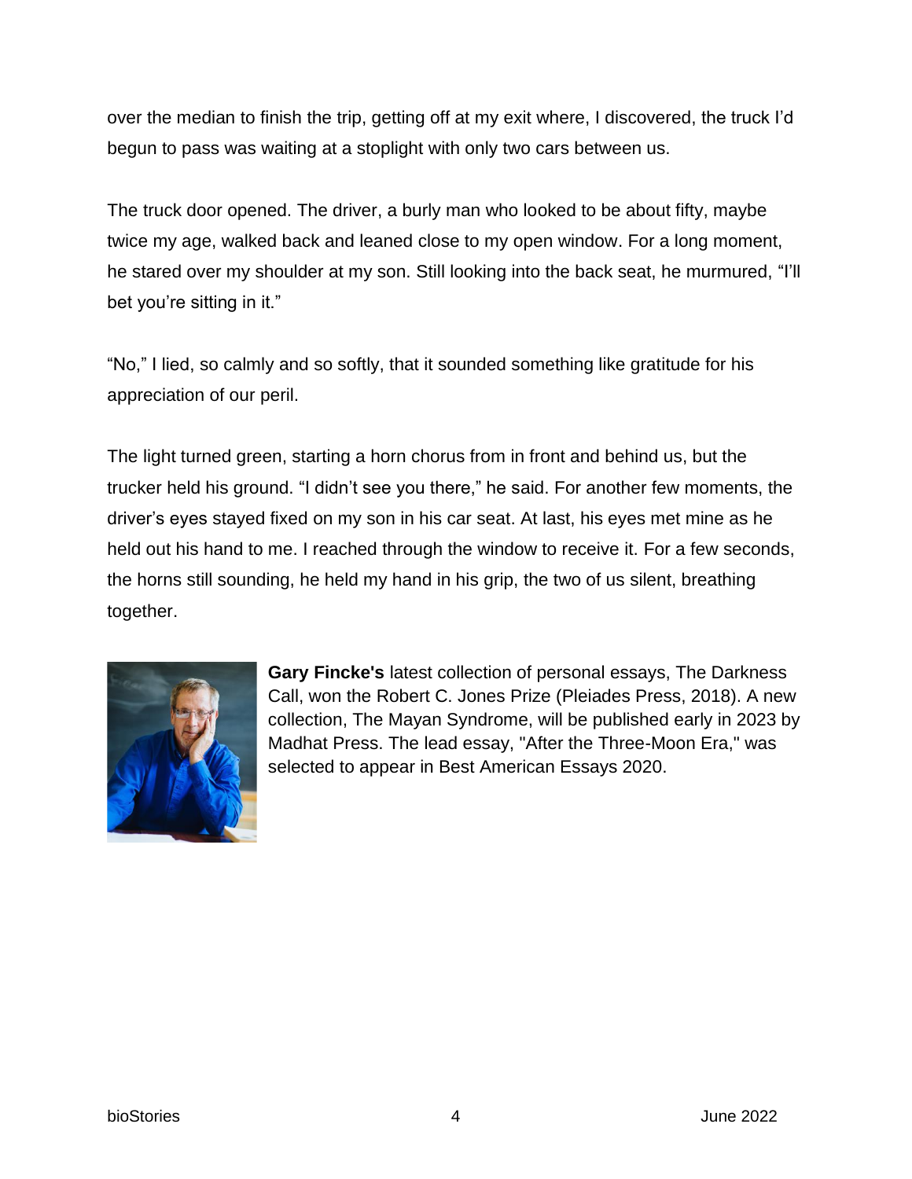over the median to finish the trip, getting off at my exit where, I discovered, the truck I'd begun to pass was waiting at a stoplight with only two cars between us.

The truck door opened. The driver, a burly man who looked to be about fifty, maybe twice my age, walked back and leaned close to my open window. For a long moment, he stared over my shoulder at my son. Still looking into the back seat, he murmured, "I'll bet you're sitting in it."

"No," I lied, so calmly and so softly, that it sounded something like gratitude for his appreciation of our peril.

The light turned green, starting a horn chorus from in front and behind us, but the trucker held his ground. "I didn't see you there," he said. For another few moments, the driver's eyes stayed fixed on my son in his car seat. At last, his eyes met mine as he held out his hand to me. I reached through the window to receive it. For a few seconds, the horns still sounding, he held my hand in his grip, the two of us silent, breathing together.

**Gary Fincke's** latest collection of personal essays, The Darkness Call, won the Robert C. Jones Prize (Pleiades Press, 2018). A new collection, The Mayan Syndrome, will be published early in 2023 by Madhat Press. The lead essay, "After the Three-Moon Era," was selected to appear in Best American Essays 2020.